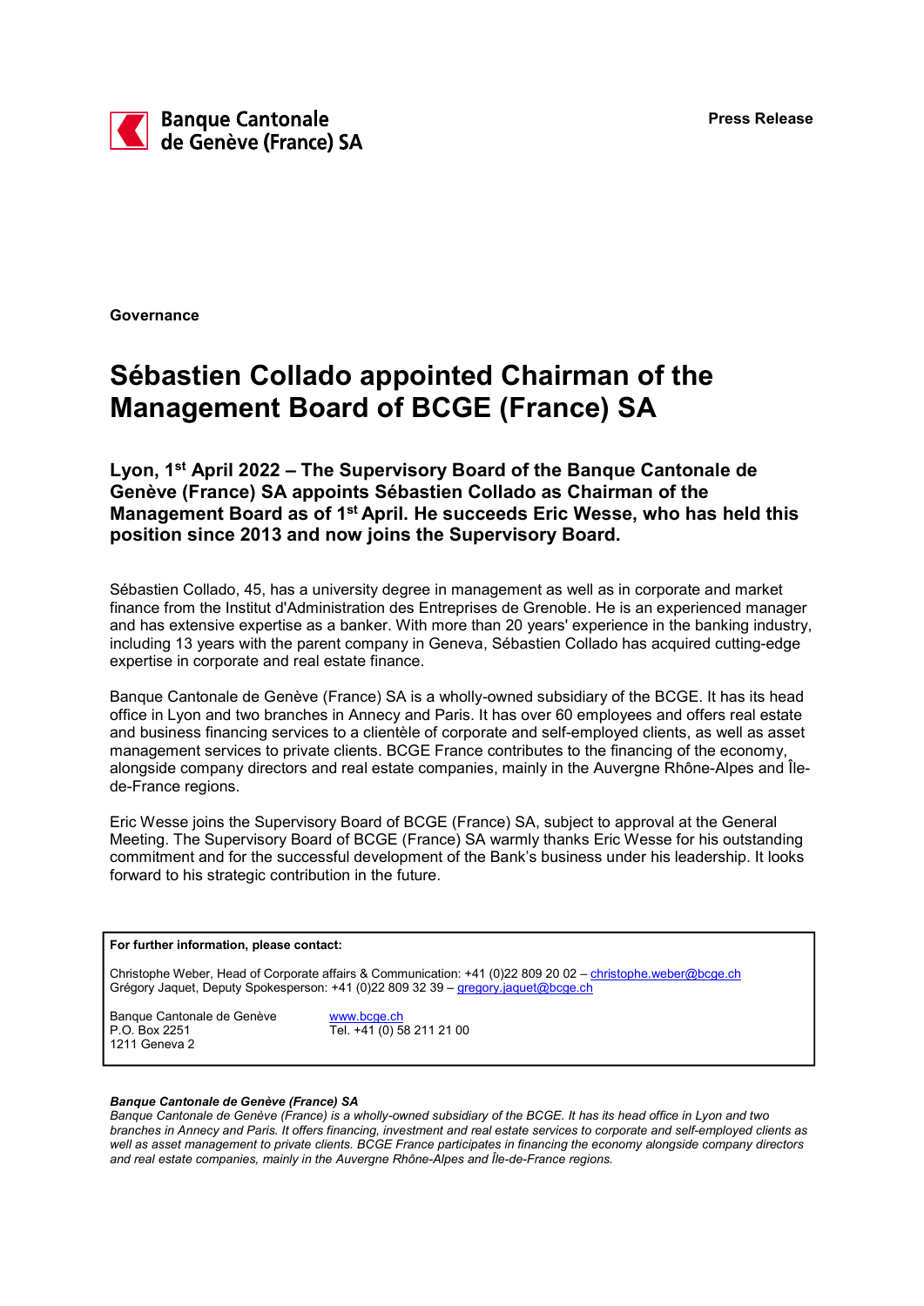Banque Cantonale de Genève (France) SA

**Press Release**

**Governance**

# Sébastien Collado appointed Chairman of the Management Board of BCGE (France) SA

**Lyon, 1st April 2022 – The Supervisory Board of the Banque Cantonale de Genève (France) SA appoints Sébastien Collado as Chairman of the Management Board as of 1st April. He succeeds Eric Wesse, who has held this position since 2013 and now joins the Supervisory Board.**

Sébastien Collado, 45, has a university degree in management as well as in corporate and market finance from the Institut d'Administration des Entreprises de Grenoble. He is an experienced manager and has extensive expertise as a banker. With more than 20 years' experience in the banking industry, including 13 years with the parent company in Geneva, Sébastien Collado has acquired cutting-edge expertise in corporate and real estate finance.

Banque Cantonale de Genève (France) SA is a wholly-owned subsidiary of the BCGE. It has its head office in Lyon and two branches in Annecy and Paris. It has over 60 employees and offers real estate and business financing services to a clientèle of corporate and self-employed clients, as well as asset management services to private clients. BCGE France contributes to the financing of the economy, alongside company directors and real estate companies, mainly in the Auvergne Rhône-Alpes and Île-de-France regions.

Eric Wesse joins the Supervisory Board of BCGE (France) SA, subject to approval at the General Meeting. The Supervisory Board of BCGE (France) SA warmly thanks Eric Wesse for his outstanding commitment and for the successful development of the Bank's business under his leadership. It looks forward to his strategic contribution in the future.

**For further information, please contact:**

Christophe Weber, Head of Corporate affairs & Communication: +41 (0)22 809 20 02 – christophe.weber@bcge.ch
Grégory Jaquet, Deputy Spokesperson: +41 (0)22 809 32 39 – gregory.jaquet@bcge.ch

Banque Cantonale de Genève
P.O. Box 2251
1211 Geneva 2

www.bcge.ch
Tel. +41 (0) 58 211 21 00

***Banque Cantonale de Genève (France) SA***
*Banque Cantonale de Genève (France) is a wholly-owned subsidiary of the BCGE. It has its head office in Lyon and two branches in Annecy and Paris. It offers financing, investment and real estate services to corporate and self-employed clients as well as asset management to private clients. BCGE France participates in financing the economy alongside company directors and real estate companies, mainly in the Auvergne Rhône-Alpes and Île-de-France regions.*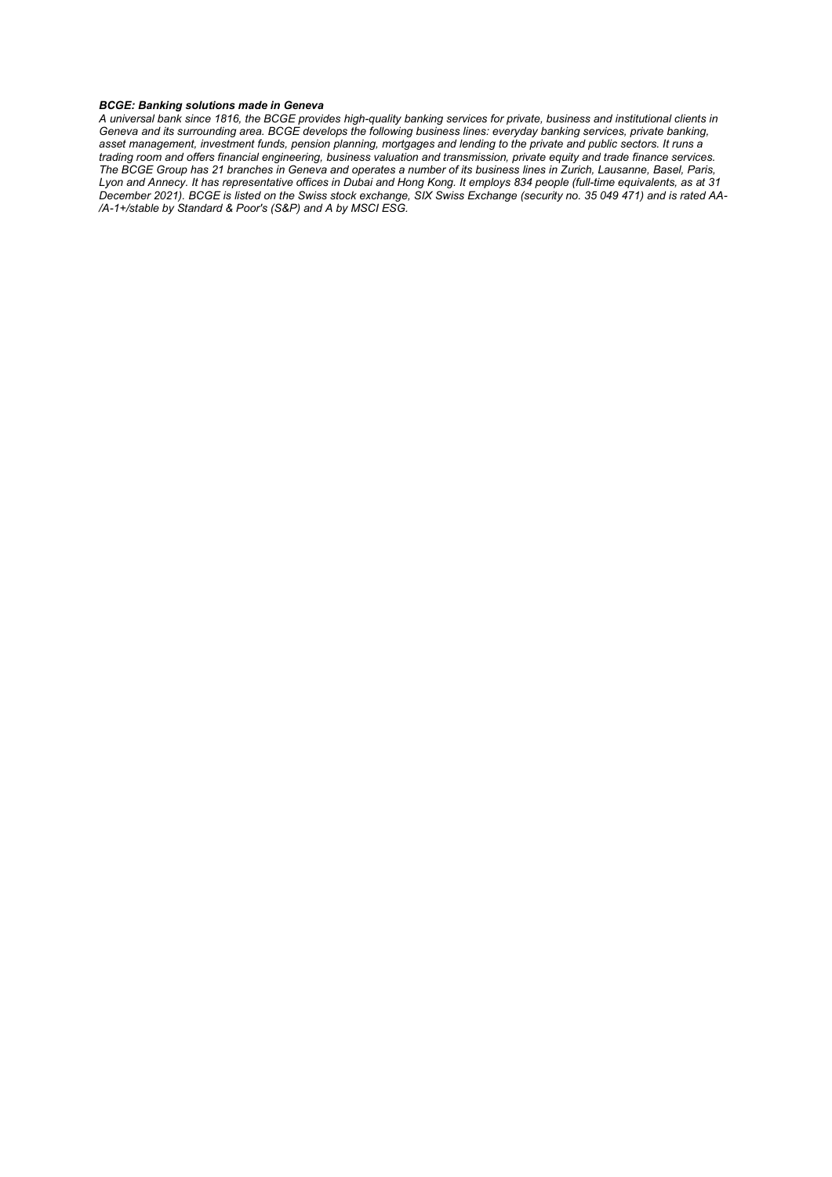***BCGE: Banking solutions made in Geneva***

*A universal bank since 1816, the BCGE provides high-quality banking services for private, business and institutional clients in Geneva and its surrounding area. BCGE develops the following business lines: everyday banking services, private banking, asset management, investment funds, pension planning, mortgages and lending to the private and public sectors. It runs a trading room and offers financial engineering, business valuation and transmission, private equity and trade finance services. The BCGE Group has 21 branches in Geneva and operates a number of its business lines in Zurich, Lausanne, Basel, Paris, Lyon and Annecy. It has representative offices in Dubai and Hong Kong. It employs 834 people (full-time equivalents, as at 31 December 2021). BCGE is listed on the Swiss stock exchange, SIX Swiss Exchange (security no. 35 049 471) and is rated AA-/A-1+/stable by Standard & Poor's (S&P) and A by MSCI ESG.*